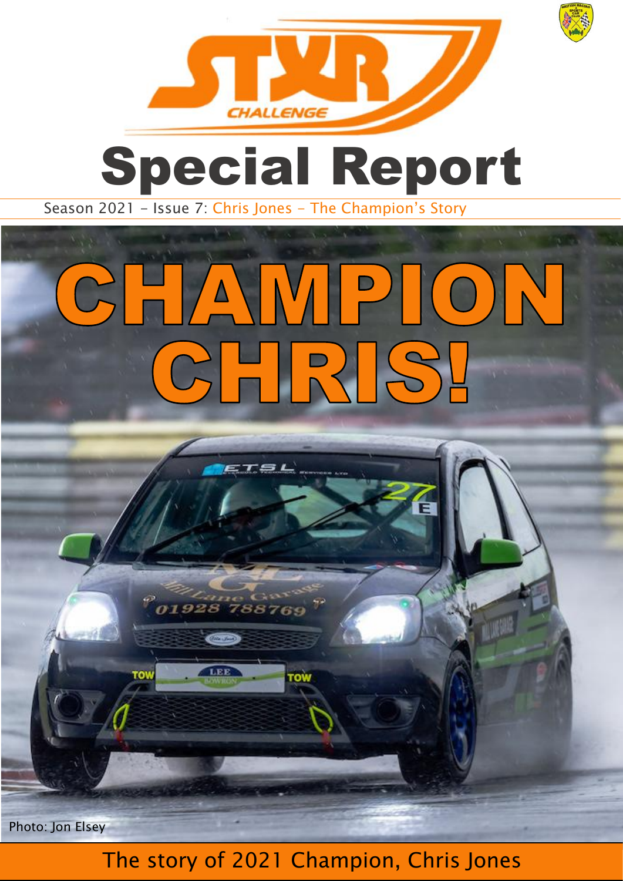# STR CHALLENGE

# Special Report

Season 2021 - Issue 7: Chris Jones - The Champion's Story

# CHAMPION CHRIS!

Photo: Jon Elsey

The story of 2021 Champion, Chris Jones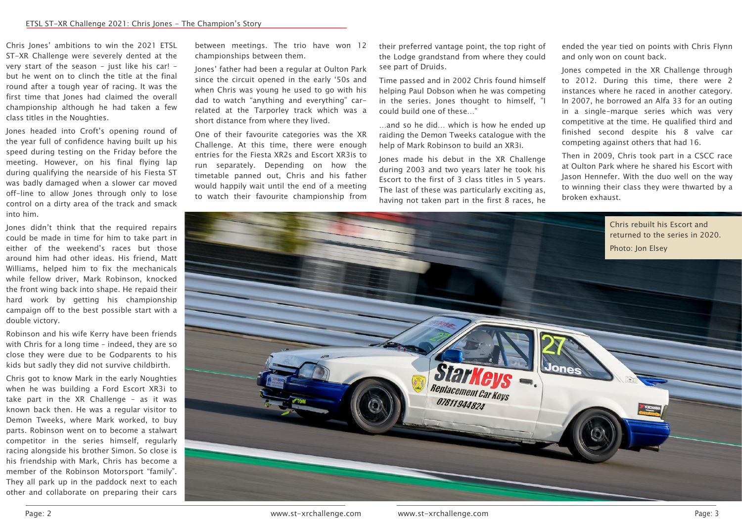# ETSL ST-XR Challenge 2021: Chris Jones - The Champion's Story

Chris Jones' ambitions to win the 2021 ETSL ST-XR Challenge were severely dented at the very start of the season – just like his car! – but he went on to clinch the title at the final round after a tough year of racing. It was the first time that Jones had claimed the overall championship although he had taken a few class titles in the Noughties.

Jones headed into Croft's opening round of the year full of confidence having built up his speed during testing on the Friday before the meeting. However, on his final flying lap during qualifying the nearside of his Fiesta ST was badly damaged when a slower car moved off-line to allow Jones through only to lose control on a dirty area of the track and smack into him.

Jones didn't think that the required repairs could be made in time for him to take part in either of the weekend's races but those around him had other ideas. His friend, Matt Williams, helped him to fix the mechanicals while fellow driver, Mark Robinson, knocked the front wing back into shape. He repaid their hard work by getting his championship campaign off to the best possible start with a double victory.

Robinson and his wife Kerry have been friends with Chris for a long time – indeed, they are so close they were due to be Godparents to his kids but sadly they did not survive childbirth.

Chris got to know Mark in the early Noughties when he was building a Ford Escort XR3i to take part in the XR Challenge – as it was known back then. He was a regular visitor to Demon Tweeks, where Mark worked, to buy parts. Robinson went on to become a stalwart competitor in the series himself, regularly racing alongside his brother Simon. So close is his friendship with Mark, Chris has become a member of the Robinson Motorsport "family". They all park up in the paddock next to each other and collaborate on preparing their cars between meetings. The trio have won 12 championships between them.

Jones' father had been a regular at Oulton Park since the circuit opened in the early '50s and when Chris was young he used to go with his dad to watch "anything and everything" car-related at the Tarporley track which was a short distance from where they lived.

One of their favourite categories was the XR Challenge. At this time, there were enough entries for the Fiesta XR2s and Escort XR3is to run separately. Depending on how the timetable panned out, Chris and his father would happily wait until the end of a meeting to watch their favourite championship from their preferred vantage point, the top right of the Lodge grandstand from where they could see part of Druids.

Time passed and in 2002 Chris found himself helping Paul Dobson when he was competing in the series. Jones thought to himself, "I could build one of these..."

...and so he did... which is how he ended up raiding the Demon Tweeks catalogue with the help of Mark Robinson to build an XR3i.

Jones made his debut in the XR Challenge during 2003 and two years later he took his Escort to the first of 3 class titles in 5 years. The last of these was particularly exciting as, having not taken part in the first 8 races, he ended the year tied on points with Chris Flynn and only won on count back.

Jones competed in the XR Challenge through to 2012. During this time, there were 2 instances where he raced in another category. In 2007, he borrowed an Alfa 33 for an outing in a single-marque series which was very competitive at the time. He qualified third and finished second despite his 8 valve car competing against others that had 16.

Then in 2009, Chris took part in a CSCC race at Oulton Park where he shared his Escort with Jason Hennefer. With the duo well on the way to winning their class they were thwarted by a broken exhaust.

Chris rebuilt his Escort and returned to the series in 2020.
Photo: Jon Elsey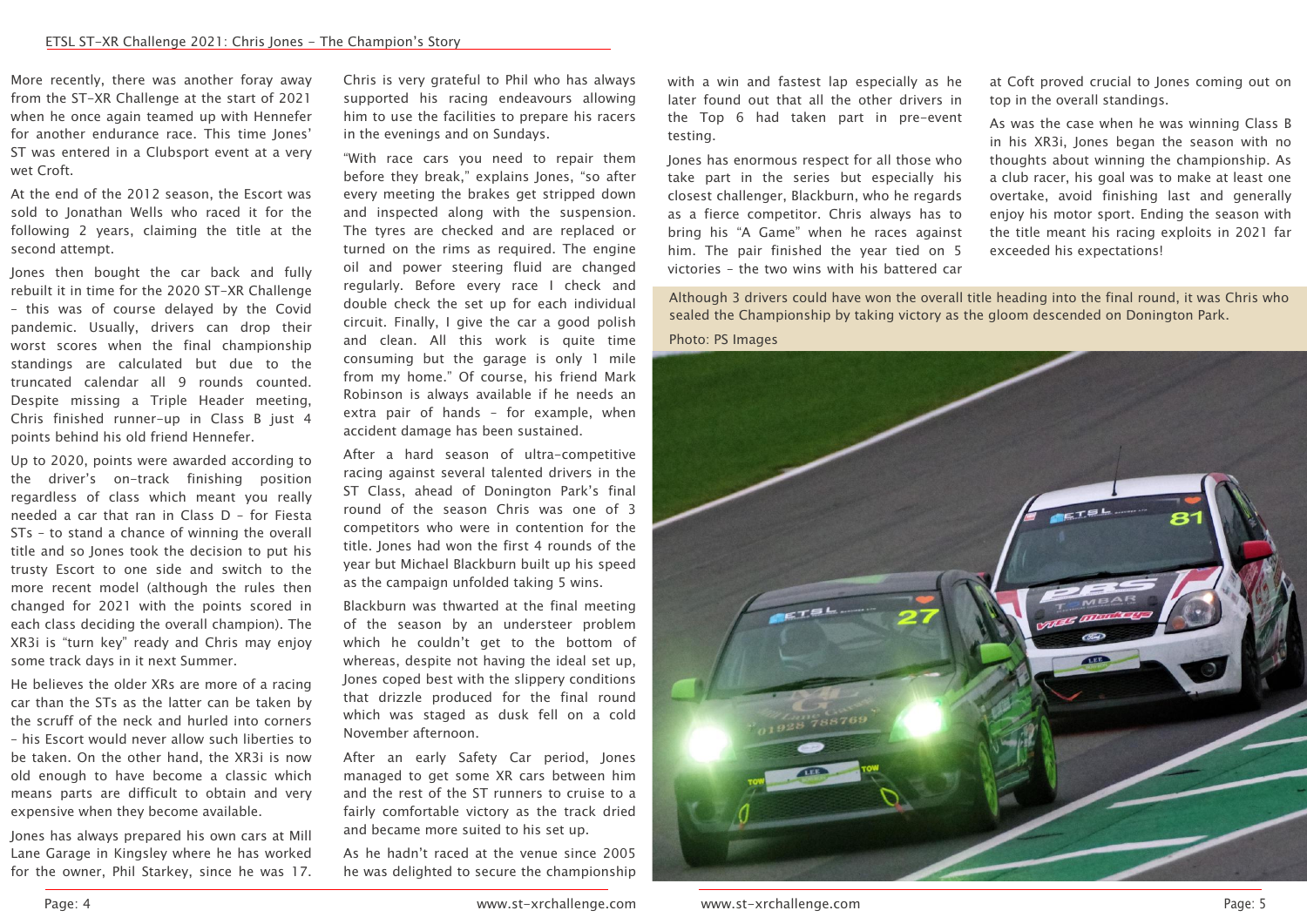More recently, there was another foray away from the ST-XR Challenge at the start of 2021 when he once again teamed up with Hennefer for another endurance race. This time Jones' ST was entered in a Clubsport event at a very wet Croft.

At the end of the 2012 season, the Escort was sold to Jonathan Wells who raced it for the following 2 years, claiming the title at the second attempt.

Jones then bought the car back and fully rebuilt it in time for the 2020 ST-XR Challenge – this was of course delayed by the Covid pandemic. Usually, drivers can drop their worst scores when the final championship standings are calculated but due to the truncated calendar all 9 rounds counted. Despite missing a Triple Header meeting, Chris finished runner-up in Class B just 4 points behind his old friend Hennefer.

Up to 2020, points were awarded according to the driver's on-track finishing position regardless of class which meant you really needed a car that ran in Class D – for Fiesta STs – to stand a chance of winning the overall title and so Jones took the decision to put his trusty Escort to one side and switch to the more recent model (although the rules then changed for 2021 with the points scored in each class deciding the overall champion). The XR3i is "turn key" ready and Chris may enjoy some track days in it next Summer.

He believes the older XRs are more of a racing car than the STs as the latter can be taken by the scruff of the neck and hurled into corners – his Escort would never allow such liberties to be taken. On the other hand, the XR3i is now old enough to have become a classic which means parts are difficult to obtain and very expensive when they become available.

Jones has always prepared his own cars at Mill Lane Garage in Kingsley where he has worked for the owner, Phil Starkey, since he was 17. Chris is very grateful to Phil who has always supported his racing endeavours allowing him to use the facilities to prepare his racers in the evenings and on Sundays.

"With race cars you need to repair them before they break," explains Jones, "so after every meeting the brakes get stripped down and inspected along with the suspension. The tyres are checked and are replaced or turned on the rims as required. The engine oil and power steering fluid are changed regularly. Before every race I check and double check the set up for each individual circuit. Finally, I give the car a good polish and clean. All this work is quite time consuming but the garage is only 1 mile from my home." Of course, his friend Mark Robinson is always available if he needs an extra pair of hands – for example, when accident damage has been sustained.

After a hard season of ultra-competitive racing against several talented drivers in the ST Class, ahead of Donington Park's final round of the season Chris was one of 3 competitors who were in contention for the title. Jones had won the first 4 rounds of the year but Michael Blackburn built up his speed as the campaign unfolded taking 5 wins.

Blackburn was thwarted at the final meeting of the season by an understeer problem which he couldn't get to the bottom of whereas, despite not having the ideal set up, Jones coped best with the slippery conditions that drizzle produced for the final round which was staged as dusk fell on a cold November afternoon.

After an early Safety Car period, Jones managed to get some XR cars between him and the rest of the ST runners to cruise to a fairly comfortable victory as the track dried and became more suited to his set up.

As he hadn't raced at the venue since 2005 he was delighted to secure the championship with a win and fastest lap especially as he later found out that all the other drivers in the Top 6 had taken part in pre-event testing.

Jones has enormous respect for all those who take part in the series but especially his closest challenger, Blackburn, who he regards as a fierce competitor. Chris always has to bring his "A Game" when he races against him. The pair finished the year tied on 5 victories – the two wins with his battered car at Coft proved crucial to Jones coming out on top in the overall standings.

As was the case when he was winning Class B in his XR3i, Jones began the season with no thoughts about winning the championship. As a club racer, his goal was to make at least one overtake, avoid finishing last and generally enjoy his motor sport. Ending the season with the title meant his racing exploits in 2021 far exceeded his expectations!

Although 3 drivers could have won the overall title heading into the final round, it was Chris who sealed the Championship by taking victory as the gloom descended on Donington Park.

Photo: PS Images